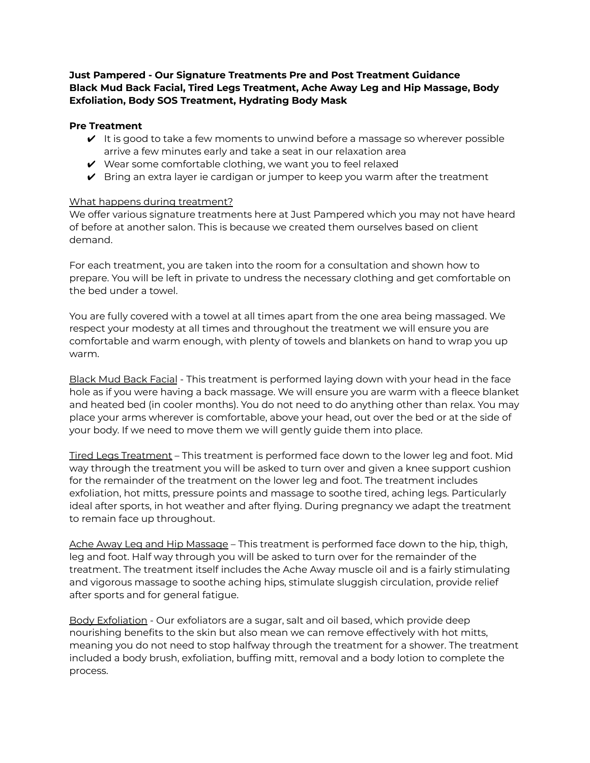**Just Pampered - Our Signature Treatments Pre and Post Treatment Guidance**
**Black Mud Back Facial, Tired Legs Treatment, Ache Away Leg and Hip Massage, Body Exfoliation, Body SOS Treatment, Hydrating Body Mask**

**Pre Treatment**

- ✔ It is good to take a few moments to unwind before a massage so wherever possible arrive a few minutes early and take a seat in our relaxation area
- ✔ Wear some comfortable clothing, we want you to feel relaxed
- ✔ Bring an extra layer ie cardigan or jumper to keep you warm after the treatment

<u>What happens during treatment?</u>
We offer various signature treatments here at Just Pampered which you may not have heard of before at another salon. This is because we created them ourselves based on client demand.

For each treatment, you are taken into the room for a consultation and shown how to prepare. You will be left in private to undress the necessary clothing and get comfortable on the bed under a towel.

You are fully covered with a towel at all times apart from the one area being massaged. We respect your modesty at all times and throughout the treatment we will ensure you are comfortable and warm enough, with plenty of towels and blankets on hand to wrap you up warm.

<u>Black Mud Back Facial</u> - This treatment is performed laying down with your head in the face hole as if you were having a back massage. We will ensure you are warm with a fleece blanket and heated bed (in cooler months). You do not need to do anything other than relax. You may place your arms wherever is comfortable, above your head, out over the bed or at the side of your body. If we need to move them we will gently guide them into place.

<u>Tired Legs Treatment</u> – This treatment is performed face down to the lower leg and foot. Mid way through the treatment you will be asked to turn over and given a knee support cushion for the remainder of the treatment on the lower leg and foot. The treatment includes exfoliation, hot mitts, pressure points and massage to soothe tired, aching legs. Particularly ideal after sports, in hot weather and after flying. During pregnancy we adapt the treatment to remain face up throughout.

<u>Ache Away Leg and Hip Massage</u> – This treatment is performed face down to the hip, thigh, leg and foot. Half way through you will be asked to turn over for the remainder of the treatment. The treatment itself includes the Ache Away muscle oil and is a fairly stimulating and vigorous massage to soothe aching hips, stimulate sluggish circulation, provide relief after sports and for general fatigue.

<u>Body Exfoliation</u> - Our exfoliators are a sugar, salt and oil based, which provide deep nourishing benefits to the skin but also mean we can remove effectively with hot mitts, meaning you do not need to stop halfway through the treatment for a shower. The treatment included a body brush, exfoliation, buffing mitt, removal and a body lotion to complete the process.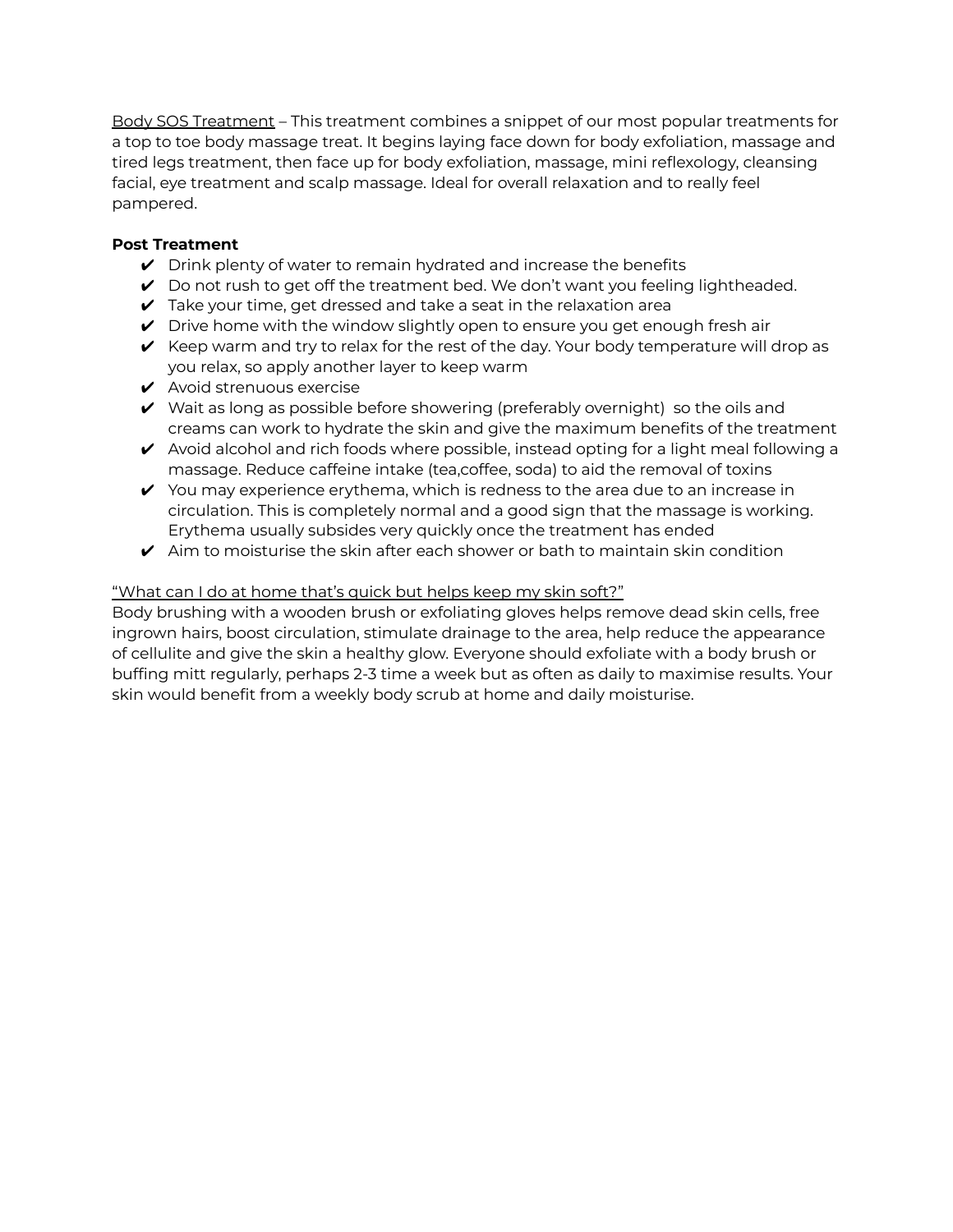<u>Body SOS Treatment</u> – This treatment combines a snippet of our most popular treatments for a top to toe body massage treat. It begins laying face down for body exfoliation, massage and tired legs treatment, then face up for body exfoliation, massage, mini reflexology, cleansing facial, eye treatment and scalp massage. Ideal for overall relaxation and to really feel pampered.

**Post Treatment**

- ✔ Drink plenty of water to remain hydrated and increase the benefits
- ✔ Do not rush to get off the treatment bed. We don't want you feeling lightheaded.
- ✔ Take your time, get dressed and take a seat in the relaxation area
- ✔ Drive home with the window slightly open to ensure you get enough fresh air
- ✔ Keep warm and try to relax for the rest of the day. Your body temperature will drop as you relax, so apply another layer to keep warm
- ✔ Avoid strenuous exercise
- ✔ Wait as long as possible before showering (preferably overnight) so the oils and creams can work to hydrate the skin and give the maximum benefits of the treatment
- ✔ Avoid alcohol and rich foods where possible, instead opting for a light meal following a massage. Reduce caffeine intake (tea,coffee, soda) to aid the removal of toxins
- ✔ You may experience erythema, which is redness to the area due to an increase in circulation. This is completely normal and a good sign that the massage is working. Erythema usually subsides very quickly once the treatment has ended
- ✔ Aim to moisturise the skin after each shower or bath to maintain skin condition

<u>"What can I do at home that's quick but helps keep my skin soft?"</u>

Body brushing with a wooden brush or exfoliating gloves helps remove dead skin cells, free ingrown hairs, boost circulation, stimulate drainage to the area, help reduce the appearance of cellulite and give the skin a healthy glow. Everyone should exfoliate with a body brush or buffing mitt regularly, perhaps 2-3 time a week but as often as daily to maximise results. Your skin would benefit from a weekly body scrub at home and daily moisturise.